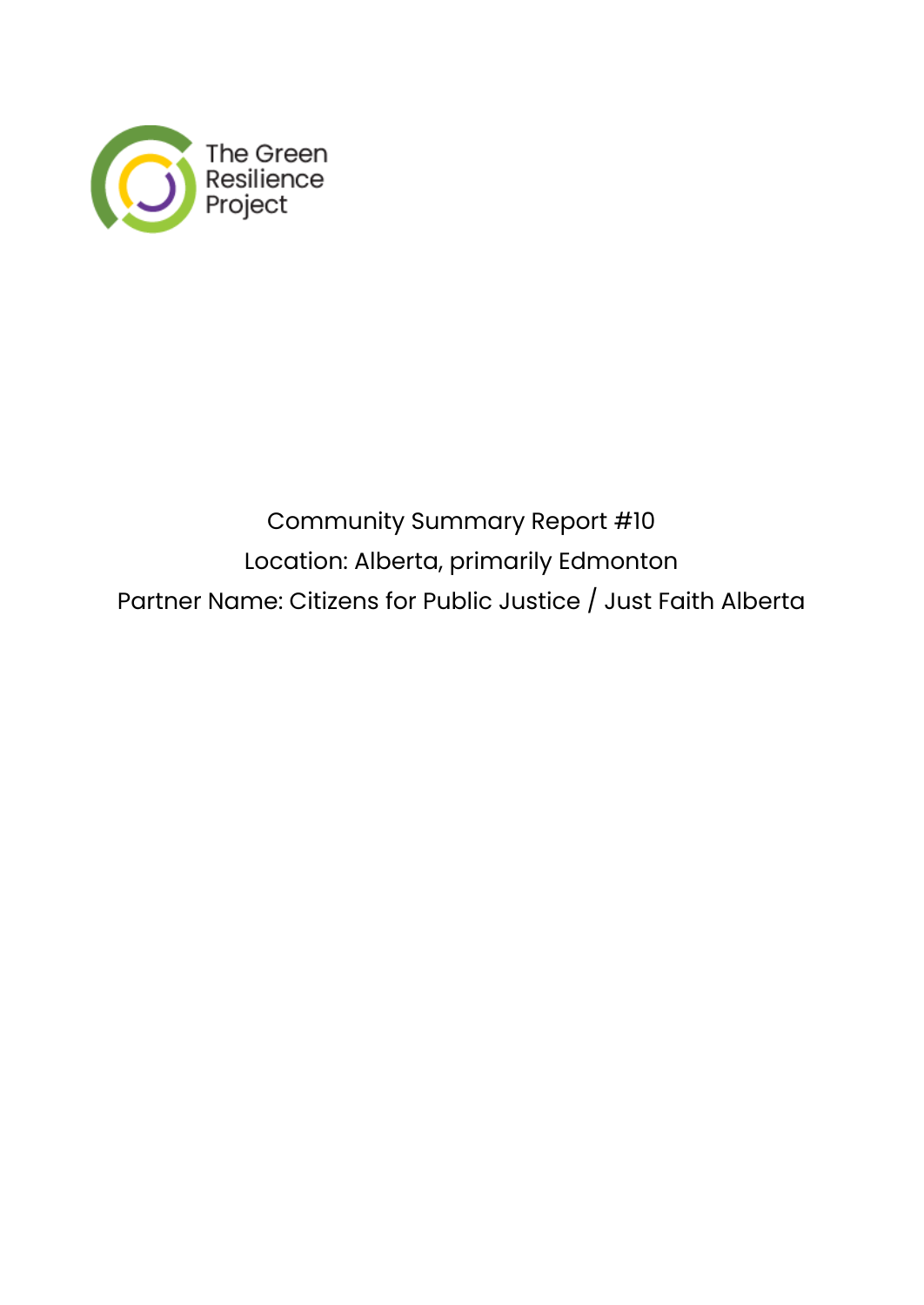The Green Resilience Project

Community Summary Report #10

Location: Alberta, primarily Edmonton

Partner Name: Citizens for Public Justice / Just Faith Alberta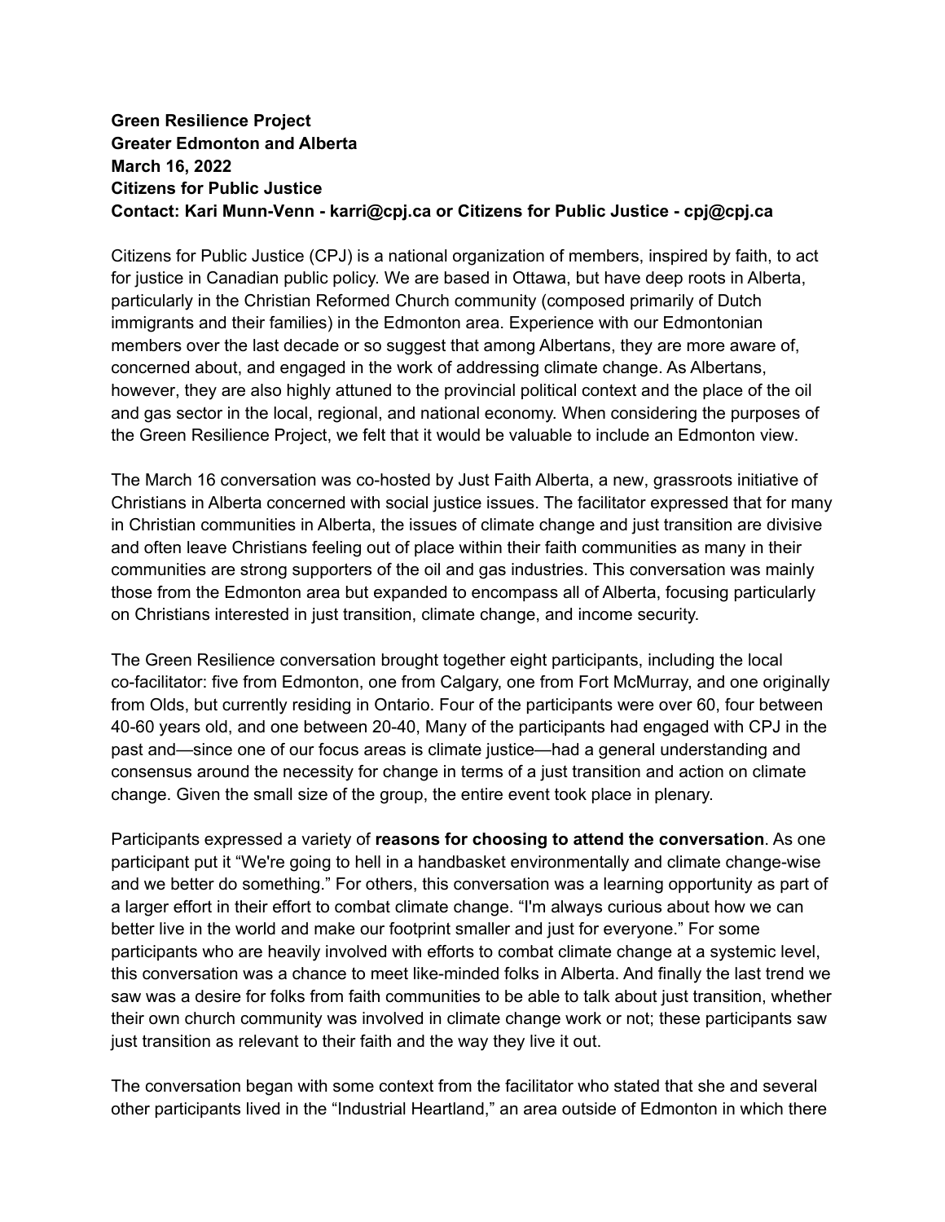**Green Resilience Project**
**Greater Edmonton and Alberta**
**March 16, 2022**
**Citizens for Public Justice**
**Contact: Kari Munn-Venn - karri@cpj.ca or Citizens for Public Justice - cpj@cpj.ca**

Citizens for Public Justice (CPJ) is a national organization of members, inspired by faith, to act for justice in Canadian public policy. We are based in Ottawa, but have deep roots in Alberta, particularly in the Christian Reformed Church community (composed primarily of Dutch immigrants and their families) in the Edmonton area. Experience with our Edmontonian members over the last decade or so suggest that among Albertans, they are more aware of, concerned about, and engaged in the work of addressing climate change. As Albertans, however, they are also highly attuned to the provincial political context and the place of the oil and gas sector in the local, regional, and national economy. When considering the purposes of the Green Resilience Project, we felt that it would be valuable to include an Edmonton view.

The March 16 conversation was co-hosted by Just Faith Alberta, a new, grassroots initiative of Christians in Alberta concerned with social justice issues. The facilitator expressed that for many in Christian communities in Alberta, the issues of climate change and just transition are divisive and often leave Christians feeling out of place within their faith communities as many in their communities are strong supporters of the oil and gas industries. This conversation was mainly those from the Edmonton area but expanded to encompass all of Alberta, focusing particularly on Christians interested in just transition, climate change, and income security.

The Green Resilience conversation brought together eight participants, including the local co-facilitator: five from Edmonton, one from Calgary, one from Fort McMurray, and one originally from Olds, but currently residing in Ontario. Four of the participants were over 60, four between 40-60 years old, and one between 20-40, Many of the participants had engaged with CPJ in the past and—since one of our focus areas is climate justice—had a general understanding and consensus around the necessity for change in terms of a just transition and action on climate change. Given the small size of the group, the entire event took place in plenary.

Participants expressed a variety of **reasons for choosing to attend the conversation**. As one participant put it "We're going to hell in a handbasket environmentally and climate change-wise and we better do something." For others, this conversation was a learning opportunity as part of a larger effort in their effort to combat climate change. "I'm always curious about how we can better live in the world and make our footprint smaller and just for everyone." For some participants who are heavily involved with efforts to combat climate change at a systemic level, this conversation was a chance to meet like-minded folks in Alberta. And finally the last trend we saw was a desire for folks from faith communities to be able to talk about just transition, whether their own church community was involved in climate change work or not; these participants saw just transition as relevant to their faith and the way they live it out.

The conversation began with some context from the facilitator who stated that she and several other participants lived in the "Industrial Heartland," an area outside of Edmonton in which there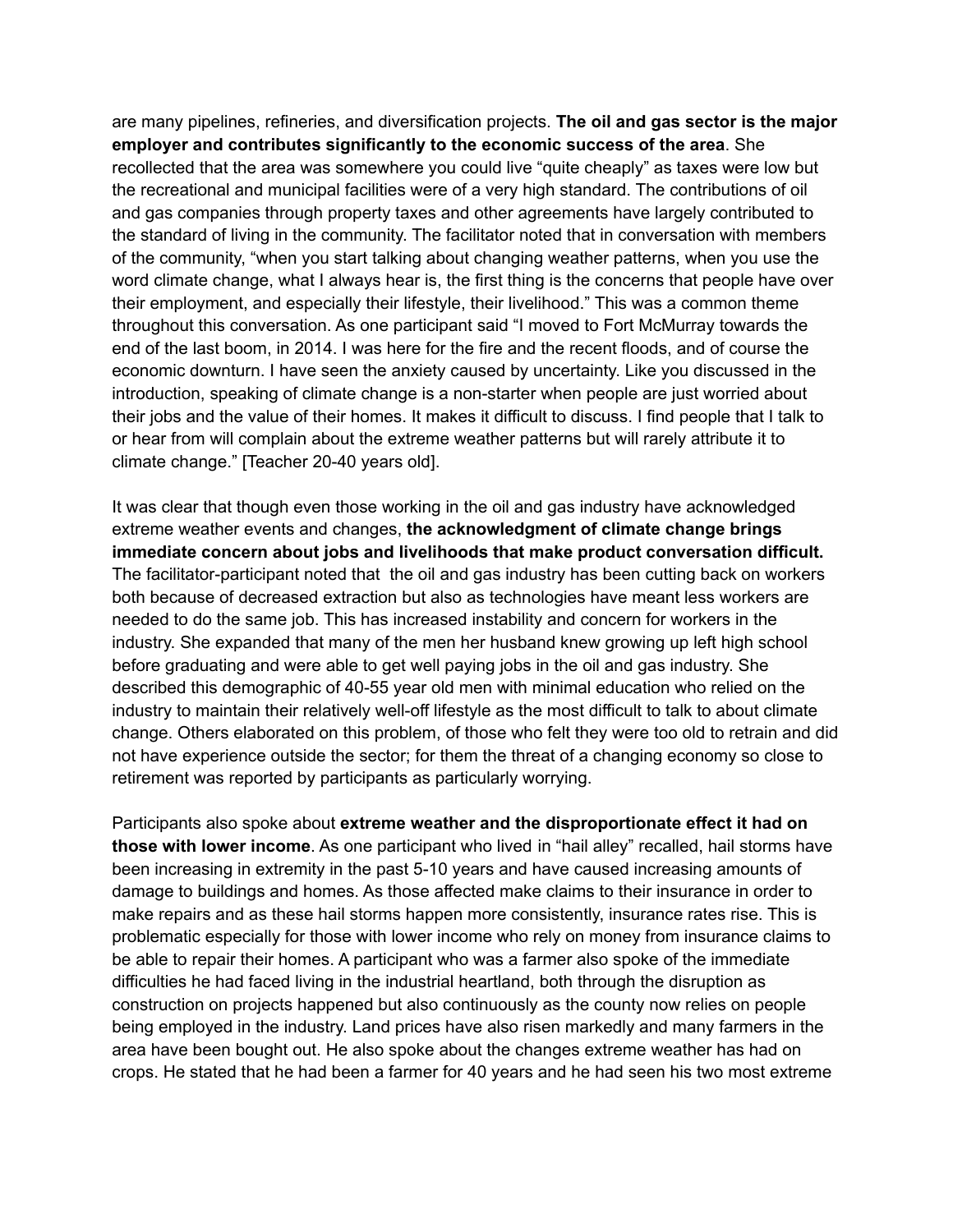are many pipelines, refineries, and diversification projects. **The oil and gas sector is the major employer and contributes significantly to the economic success of the area**. She recollected that the area was somewhere you could live "quite cheaply" as taxes were low but the recreational and municipal facilities were of a very high standard. The contributions of oil and gas companies through property taxes and other agreements have largely contributed to the standard of living in the community. The facilitator noted that in conversation with members of the community, "when you start talking about changing weather patterns, when you use the word climate change, what I always hear is, the first thing is the concerns that people have over their employment, and especially their lifestyle, their livelihood." This was a common theme throughout this conversation. As one participant said "I moved to Fort McMurray towards the end of the last boom, in 2014. I was here for the fire and the recent floods, and of course the economic downturn. I have seen the anxiety caused by uncertainty. Like you discussed in the introduction, speaking of climate change is a non-starter when people are just worried about their jobs and the value of their homes. It makes it difficult to discuss. I find people that I talk to or hear from will complain about the extreme weather patterns but will rarely attribute it to climate change." [Teacher 20-40 years old].

It was clear that though even those working in the oil and gas industry have acknowledged extreme weather events and changes, **the acknowledgment of climate change brings immediate concern about jobs and livelihoods that make product conversation difficult.** The facilitator-participant noted that the oil and gas industry has been cutting back on workers both because of decreased extraction but also as technologies have meant less workers are needed to do the same job. This has increased instability and concern for workers in the industry. She expanded that many of the men her husband knew growing up left high school before graduating and were able to get well paying jobs in the oil and gas industry. She described this demographic of 40-55 year old men with minimal education who relied on the industry to maintain their relatively well-off lifestyle as the most difficult to talk to about climate change. Others elaborated on this problem, of those who felt they were too old to retrain and did not have experience outside the sector; for them the threat of a changing economy so close to retirement was reported by participants as particularly worrying.

Participants also spoke about **extreme weather and the disproportionate effect it had on those with lower income**. As one participant who lived in "hail alley" recalled, hail storms have been increasing in extremity in the past 5-10 years and have caused increasing amounts of damage to buildings and homes. As those affected make claims to their insurance in order to make repairs and as these hail storms happen more consistently, insurance rates rise. This is problematic especially for those with lower income who rely on money from insurance claims to be able to repair their homes. A participant who was a farmer also spoke of the immediate difficulties he had faced living in the industrial heartland, both through the disruption as construction on projects happened but also continuously as the county now relies on people being employed in the industry. Land prices have also risen markedly and many farmers in the area have been bought out. He also spoke about the changes extreme weather has had on crops. He stated that he had been a farmer for 40 years and he had seen his two most extreme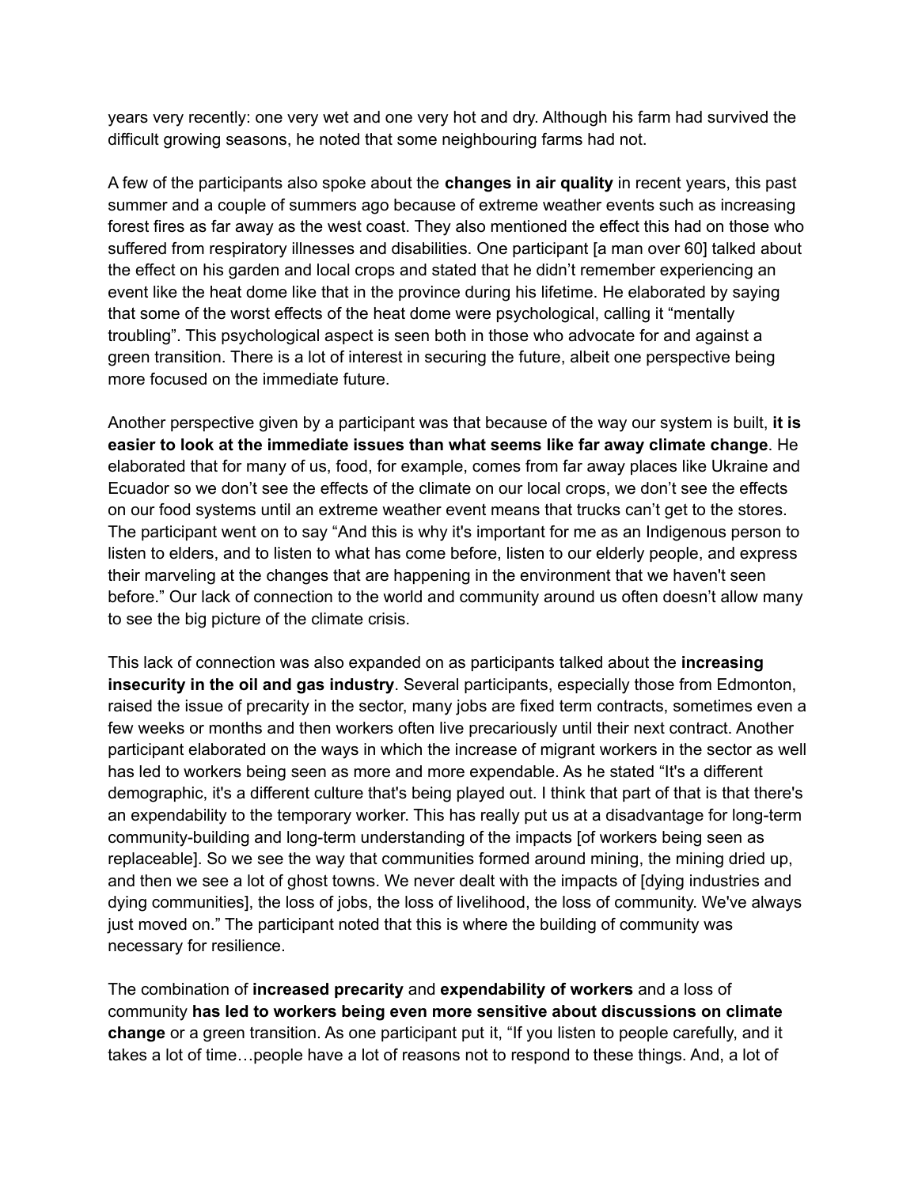years very recently: one very wet and one very hot and dry. Although his farm had survived the difficult growing seasons, he noted that some neighbouring farms had not.

A few of the participants also spoke about the **changes in air quality** in recent years, this past summer and a couple of summers ago because of extreme weather events such as increasing forest fires as far away as the west coast. They also mentioned the effect this had on those who suffered from respiratory illnesses and disabilities. One participant [a man over 60] talked about the effect on his garden and local crops and stated that he didn't remember experiencing an event like the heat dome like that in the province during his lifetime. He elaborated by saying that some of the worst effects of the heat dome were psychological, calling it "mentally troubling". This psychological aspect is seen both in those who advocate for and against a green transition. There is a lot of interest in securing the future, albeit one perspective being more focused on the immediate future.

Another perspective given by a participant was that because of the way our system is built, **it is easier to look at the immediate issues than what seems like far away climate change**. He elaborated that for many of us, food, for example, comes from far away places like Ukraine and Ecuador so we don't see the effects of the climate on our local crops, we don't see the effects on our food systems until an extreme weather event means that trucks can't get to the stores. The participant went on to say "And this is why it's important for me as an Indigenous person to listen to elders, and to listen to what has come before, listen to our elderly people, and express their marveling at the changes that are happening in the environment that we haven't seen before." Our lack of connection to the world and community around us often doesn't allow many to see the big picture of the climate crisis.

This lack of connection was also expanded on as participants talked about the **increasing insecurity in the oil and gas industry**. Several participants, especially those from Edmonton, raised the issue of precarity in the sector, many jobs are fixed term contracts, sometimes even a few weeks or months and then workers often live precariously until their next contract. Another participant elaborated on the ways in which the increase of migrant workers in the sector as well has led to workers being seen as more and more expendable. As he stated "It's a different demographic, it's a different culture that's being played out. I think that part of that is that there's an expendability to the temporary worker. This has really put us at a disadvantage for long-term community-building and long-term understanding of the impacts [of workers being seen as replaceable]. So we see the way that communities formed around mining, the mining dried up, and then we see a lot of ghost towns. We never dealt with the impacts of [dying industries and dying communities], the loss of jobs, the loss of livelihood, the loss of community. We've always just moved on." The participant noted that this is where the building of community was necessary for resilience.

The combination of **increased precarity** and **expendability of workers** and a loss of community **has led to workers being even more sensitive about discussions on climate change** or a green transition. As one participant put it, "If you listen to people carefully, and it takes a lot of time…people have a lot of reasons not to respond to these things. And, a lot of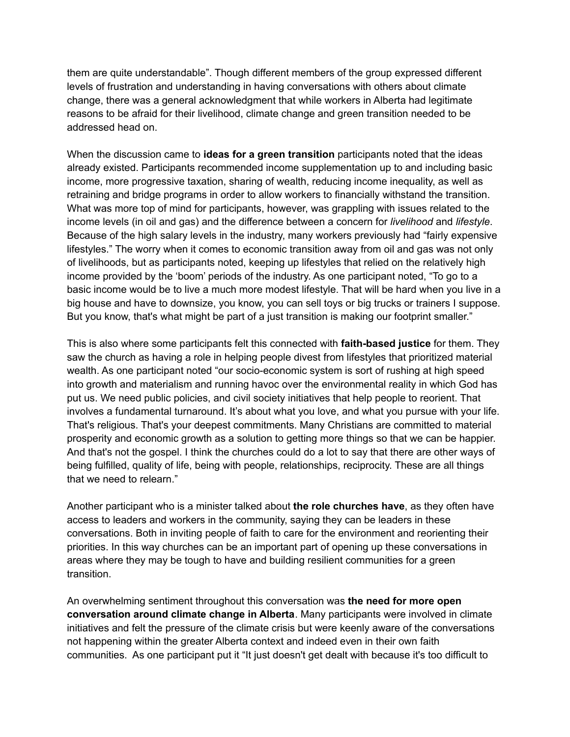them are quite understandable". Though different members of the group expressed different levels of frustration and understanding in having conversations with others about climate change, there was a general acknowledgment that while workers in Alberta had legitimate reasons to be afraid for their livelihood, climate change and green transition needed to be addressed head on.

When the discussion came to **ideas for a green transition** participants noted that the ideas already existed. Participants recommended income supplementation up to and including basic income, more progressive taxation, sharing of wealth, reducing income inequality, as well as retraining and bridge programs in order to allow workers to financially withstand the transition. What was more top of mind for participants, however, was grappling with issues related to the income levels (in oil and gas) and the difference between a concern for *livelihood* and *lifestyle*. Because of the high salary levels in the industry, many workers previously had "fairly expensive lifestyles." The worry when it comes to economic transition away from oil and gas was not only of livelihoods, but as participants noted, keeping up lifestyles that relied on the relatively high income provided by the 'boom' periods of the industry. As one participant noted, "To go to a basic income would be to live a much more modest lifestyle. That will be hard when you live in a big house and have to downsize, you know, you can sell toys or big trucks or trainers I suppose. But you know, that's what might be part of a just transition is making our footprint smaller."

This is also where some participants felt this connected with **faith-based justice** for them. They saw the church as having a role in helping people divest from lifestyles that prioritized material wealth. As one participant noted "our socio-economic system is sort of rushing at high speed into growth and materialism and running havoc over the environmental reality in which God has put us. We need public policies, and civil society initiatives that help people to reorient. That involves a fundamental turnaround. It's about what you love, and what you pursue with your life. That's religious. That's your deepest commitments. Many Christians are committed to material prosperity and economic growth as a solution to getting more things so that we can be happier. And that's not the gospel. I think the churches could do a lot to say that there are other ways of being fulfilled, quality of life, being with people, relationships, reciprocity. These are all things that we need to relearn."

Another participant who is a minister talked about **the role churches have**, as they often have access to leaders and workers in the community, saying they can be leaders in these conversations. Both in inviting people of faith to care for the environment and reorienting their priorities. In this way churches can be an important part of opening up these conversations in areas where they may be tough to have and building resilient communities for a green transition.

An overwhelming sentiment throughout this conversation was **the need for more open conversation around climate change in Alberta**. Many participants were involved in climate initiatives and felt the pressure of the climate crisis but were keenly aware of the conversations not happening within the greater Alberta context and indeed even in their own faith communities. As one participant put it "It just doesn't get dealt with because it's too difficult to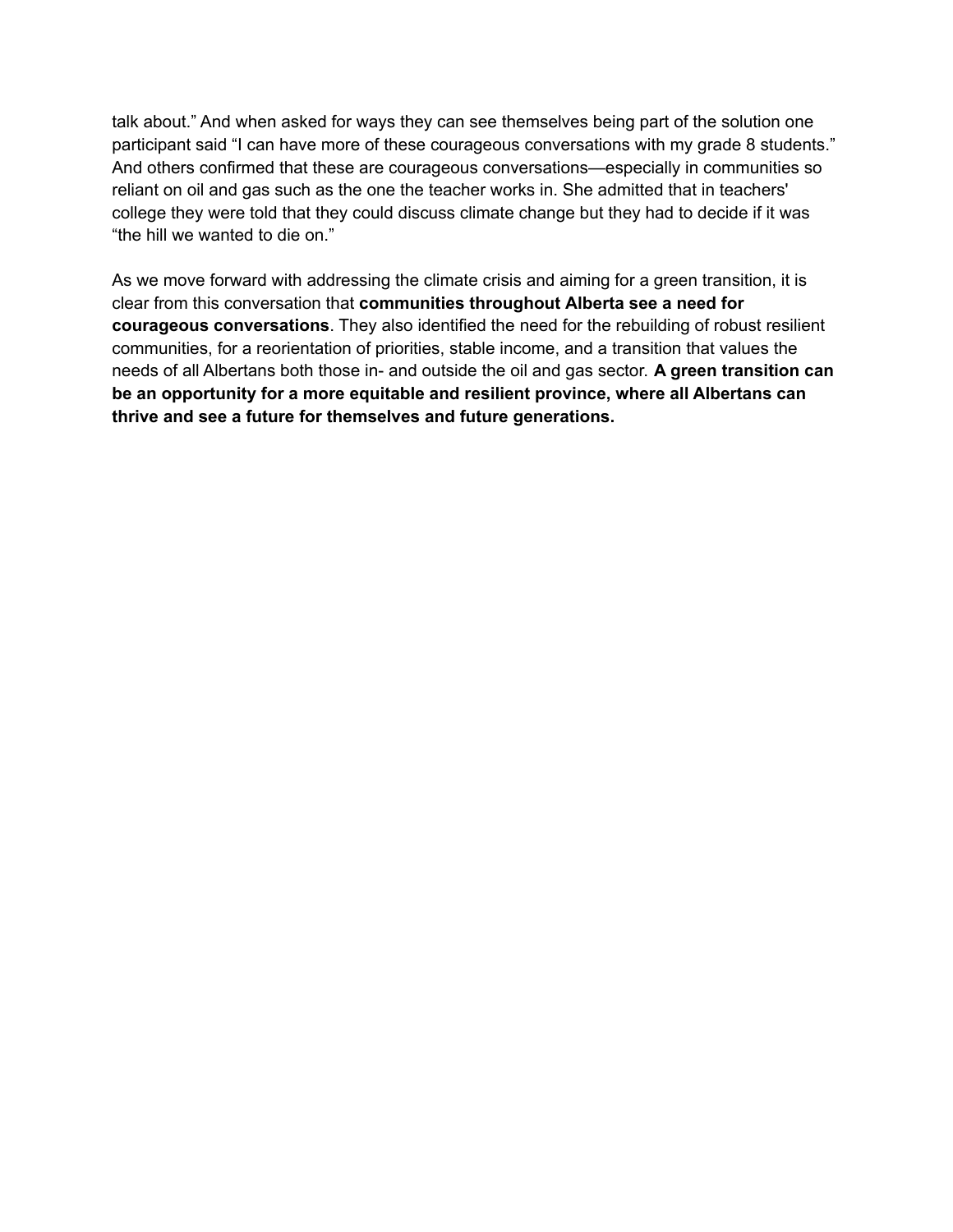talk about." And when asked for ways they can see themselves being part of the solution one participant said "I can have more of these courageous conversations with my grade 8 students." And others confirmed that these are courageous conversations—especially in communities so reliant on oil and gas such as the one the teacher works in. She admitted that in teachers' college they were told that they could discuss climate change but they had to decide if it was "the hill we wanted to die on."

As we move forward with addressing the climate crisis and aiming for a green transition, it is clear from this conversation that **communities throughout Alberta see a need for courageous conversations**. They also identified the need for the rebuilding of robust resilient communities, for a reorientation of priorities, stable income, and a transition that values the needs of all Albertans both those in- and outside the oil and gas sector. **A green transition can be an opportunity for a more equitable and resilient province, where all Albertans can thrive and see a future for themselves and future generations.**